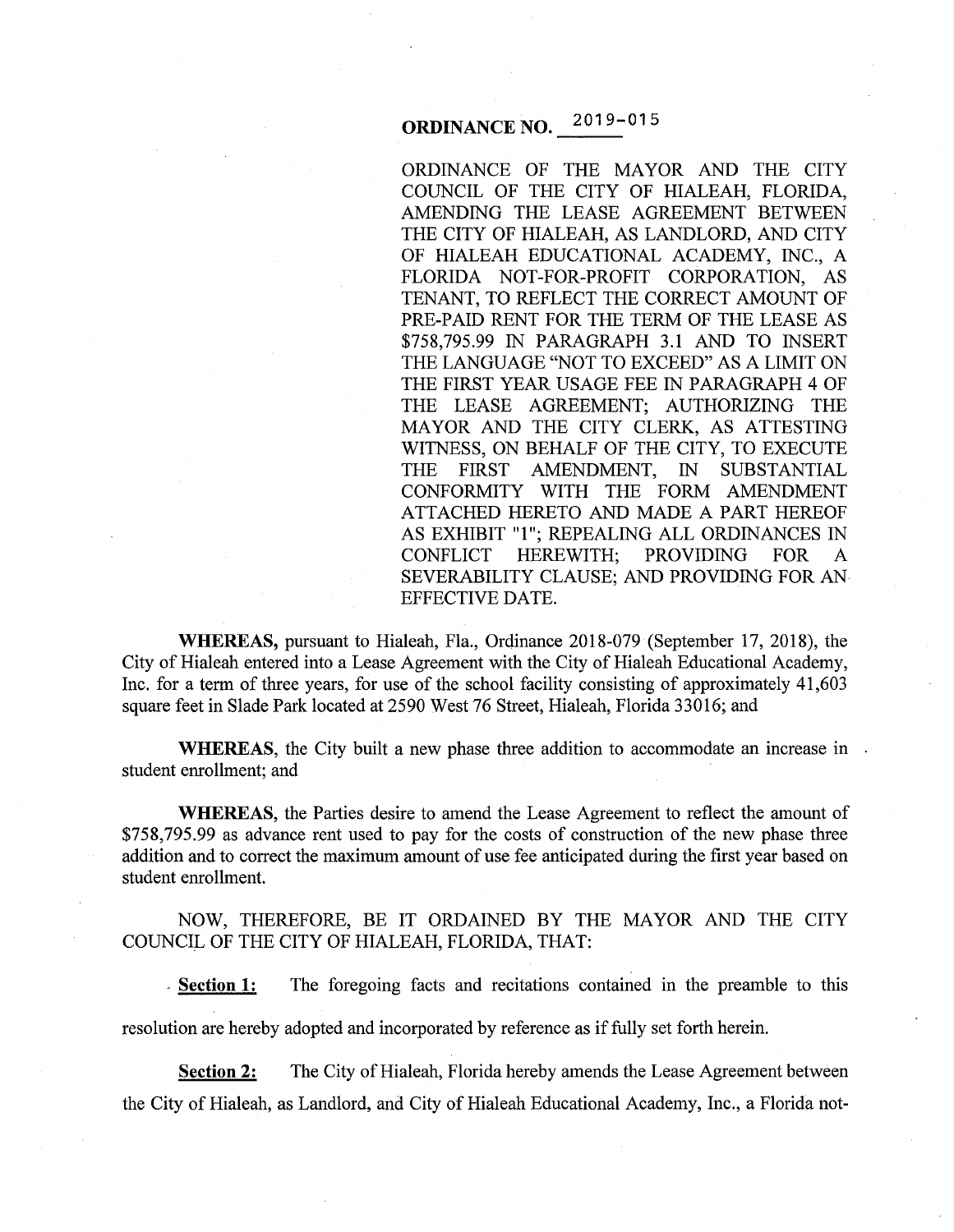# ORDINANCE NO. 2019-015

ORDINANCE OF THE MAYOR AND THE CITY COUNCIL OF THE CITY OF HIALEAH, FLORIDA, AMENDING THE LEASE AGREEMENT BETWEEN THE CITY OF HIALEAH, AS LANDLORD, AND CITY OF HIALEAH EDUCATIONAL ACADEMY, INC., A FLORIDA NOT-FOR-PROFIT CORPORATION, AS TENANT, TO REFLECT THE CORRECT AMOUNT OF PRE-PAID RENT FOR THE TERM OF THE LEASE AS $758,795.99 IN PARAGRAPH 3.1 AND TO INSERT THE LANGUAGE "NOT TO EXCEED" AS A LIMIT ON THE FIRST YEAR USAGE FEE IN PARAGRAPH 4 OF THE LEASE AGREEMENT; AUTHORIZING THE MAYOR AND THE CITY CLERK, AS ATTESTING WITNESS, ON BEHALF OF THE CITY, TO EXECUTE THE FIRST AMENDMENT, IN SUBSTANTIAL CONFORMITY WITH THE FORM AMENDMENT ATTACHED HERETO AND MADE A PART HEREOF AS EXHIBIT "1"; REPEALING ALL ORDINANCES IN CONFLICT HEREWITH; PROVIDING FOR A SEVERABILITY CLAUSE; AND PROVIDING FOR AN EFFECTIVE DATE.

**WHEREAS,** pursuant to Hialeah, Fla., Ordinance 2018-079 (September 17, 2018), the City of Hialeah entered into a Lease Agreement with the City of Hialeah Educational Academy, Inc. for a term of three years, for use of the school facility consisting of approximately 41,603 square feet in Slade Park located at 2590 West 76 Street, Hialeah, Florida 33016; and

**WHEREAS**, the City built a new phase three addition to accommodate an increase in student enrollment; and

**WHEREAS**, the Parties desire to amend the Lease Agreement to reflect the amount of $758,795.99 as advance rent used to pay for the costs of construction of the new phase three addition and to correct the maximum amount of use fee anticipated during the first year based on student enrollment.

NOW, THEREFORE, BE IT ORDAINED BY THE MAYOR AND THE CITY COUNCIL OF THE CITY OF HIALEAH, FLORIDA, THAT:

**Section 1:** The foregoing facts and recitations contained in the preamble to this resolution are hereby adopted and incorporated by reference as if fully set forth herein.

**Section 2:** The City of Hialeah, Florida hereby amends the Lease Agreement between the City of Hialeah, as Landlord, and City of Hialeah Educational Academy, Inc., a Florida not-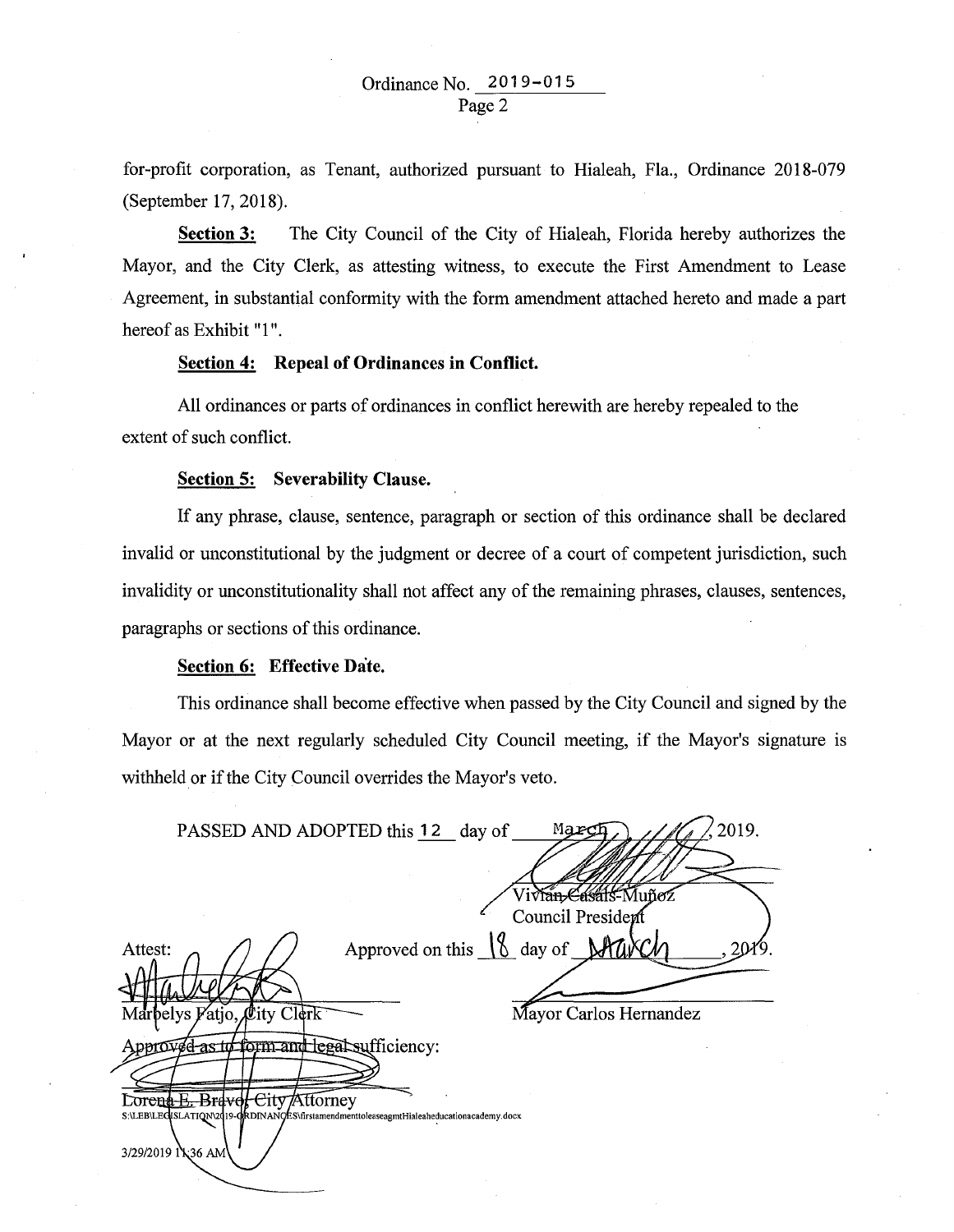for-profit corporation, as Tenant, authorized pursuant to Hialeah, Fla., Ordinance 2018-079 (September 17, 2018).

**Section 3:** The City Council of the City of Hialeah, Florida hereby authorizes the Mayor, and the City Clerk, as attesting witness, to execute the First Amendment to Lease Agreement, in substantial conformity with the form amendment attached hereto and made a part hereof as Exhibit "1".

**Section 4: Repeal of Ordinances in Conflict.**

All ordinances or parts of ordinances in conflict herewith are hereby repealed to the extent of such conflict.

**Section 5: Severability Clause.**

If any phrase, clause, sentence, paragraph or section of this ordinance shall be declared invalid or unconstitutional by the judgment or decree of a court of competent jurisdiction, such invalidity or unconstitutionality shall not affect any of the remaining phrases, clauses, sentences, paragraphs or sections of this ordinance.

**Section 6: Effective Date.**

This ordinance shall become effective when passed by the City Council and signed by the Mayor or at the next regularly scheduled City Council meeting, if the Mayor's signature is withheld or if the City Council overrides the Mayor's veto.

PASSED AND ADOPTED this 12 day of March, 2019.

Vivian Casals-Muñoz
Council President

Attest:

Marbelys Fatjo, City Clerk

Approved on this 18 day of March, 2019.

Mayor Carlos Hernandez

Approved as to form and legal sufficiency:

Lorena E. Bravo, City Attorney

S:\LEB\LEGISLATION\2019-ORDINANCES\firstamendmenttoleaseagmtHialeaheducationacademy.docx

3/29/2019 11:36 AM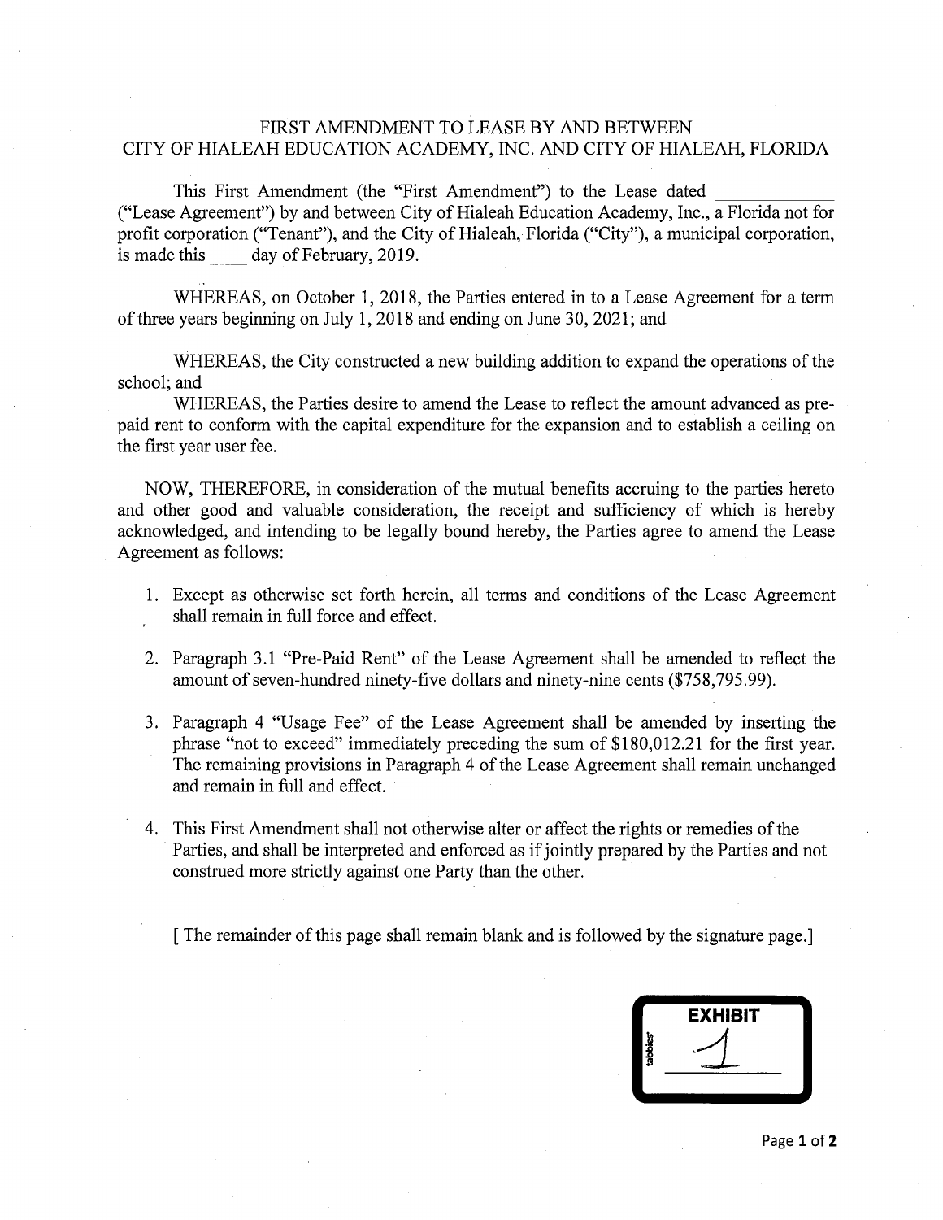# FIRST AMENDMENT TO LEASE BY AND BETWEEN CITY OF HIALEAH EDUCATION ACADEMY, INC. AND CITY OF HIALEAH, FLORIDA

This First Amendment (the "First Amendment") to the Lease dated ____________ ("Lease Agreement") by and between City of Hialeah Education Academy, Inc., a Florida not for profit corporation ("Tenant"), and the City of Hialeah, Florida ("City"), a municipal corporation, is made this ____ day of February, 2019.

WHEREAS, on October 1, 2018, the Parties entered in to a Lease Agreement for a term of three years beginning on July 1, 2018 and ending on June 30, 2021; and

WHEREAS, the City constructed a new building addition to expand the operations of the school; and

WHEREAS, the Parties desire to amend the Lease to reflect the amount advanced as pre-paid rent to conform with the capital expenditure for the expansion and to establish a ceiling on the first year user fee.

NOW, THEREFORE, in consideration of the mutual benefits accruing to the parties hereto and other good and valuable consideration, the receipt and sufficiency of which is hereby acknowledged, and intending to be legally bound hereby, the Parties agree to amend the Lease Agreement as follows:

1. Except as otherwise set forth herein, all terms and conditions of the Lease Agreement shall remain in full force and effect.
2. Paragraph 3.1 "Pre-Paid Rent" of the Lease Agreement shall be amended to reflect the amount of seven-hundred ninety-five dollars and ninety-nine cents ($758,795.99).
3. Paragraph 4 "Usage Fee" of the Lease Agreement shall be amended by inserting the phrase "not to exceed" immediately preceding the sum of $180,012.21 for the first year. The remaining provisions in Paragraph 4 of the Lease Agreement shall remain unchanged and remain in full and effect.
4. This First Amendment shall not otherwise alter or affect the rights or remedies of the Parties, and shall be interpreted and enforced as if jointly prepared by the Parties and not construed more strictly against one Party than the other.

[ The remainder of this page shall remain blank and is followed by the signature page.]

EXHIBIT 1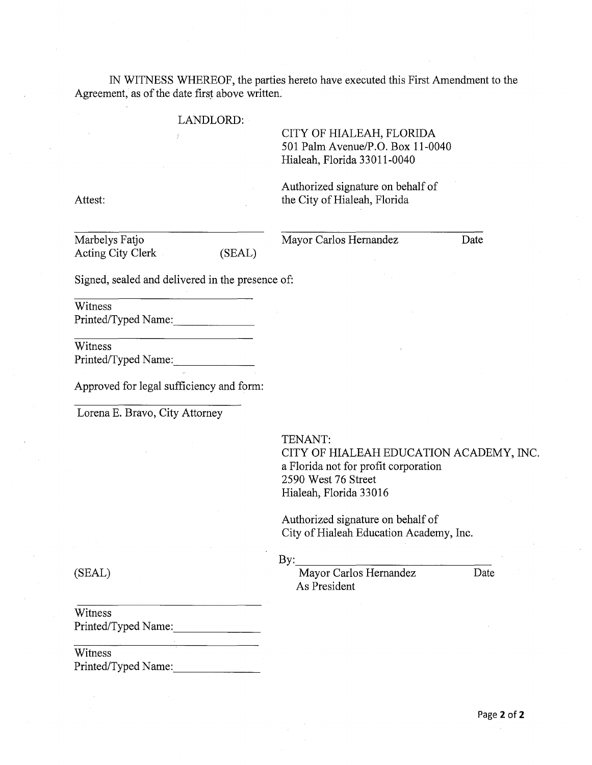IN WITNESS WHEREOF, the parties hereto have executed this First Amendment to the Agreement, as of the date first above written.

LANDLORD:

CITY OF HIALEAH, FLORIDA
501 Palm Avenue/P.O. Box 11-0040
Hialeah, Florida 33011-0040

Authorized signature on behalf of
the City of Hialeah, Florida

Attest:

\_\_\_\_\_\_\_\_\_\_\_\_\_\_\_\_\_\_\_\_\_\_\_\_\_\_\_\_
Marbelys Fatjo
Acting City Clerk (SEAL)

\_\_\_\_\_\_\_\_\_\_\_\_\_\_\_\_\_\_\_\_\_\_\_\_\_\_\_\_
Mayor Carlos Hernandez Date

Signed, sealed and delivered in the presence of:

\_\_\_\_\_\_\_\_\_\_\_\_\_\_\_\_\_\_\_\_\_\_\_\_\_\_\_\_
Witness
Printed/Typed Name:\_\_\_\_\_\_\_\_\_\_\_\_\_\_

\_\_\_\_\_\_\_\_\_\_\_\_\_\_\_\_\_\_\_\_\_\_\_\_\_\_\_\_
Witness
Printed/Typed Name:\_\_\_\_\_\_\_\_\_\_\_\_\_\_

Approved for legal sufficiency and form:

\_\_\_\_\_\_\_\_\_\_\_\_\_\_\_\_\_\_\_\_\_\_\_\_\_\_\_\_
Lorena E. Bravo, City Attorney

TENANT:
CITY OF HIALEAH EDUCATION ACADEMY, INC.
a Florida not for profit corporation
2590 West 76 Street
Hialeah, Florida 33016

Authorized signature on behalf of
City of Hialeah Education Academy, Inc.

(SEAL)

By:\_\_\_\_\_\_\_\_\_\_\_\_\_\_\_\_\_\_\_\_\_\_\_\_\_\_\_\_
Mayor Carlos Hernandez Date
As President

\_\_\_\_\_\_\_\_\_\_\_\_\_\_\_\_\_\_\_\_\_\_\_\_\_\_\_\_
Witness
Printed/Typed Name:\_\_\_\_\_\_\_\_\_\_\_\_\_\_

\_\_\_\_\_\_\_\_\_\_\_\_\_\_\_\_\_\_\_\_\_\_\_\_\_\_\_\_
Witness
Printed/Typed Name:\_\_\_\_\_\_\_\_\_\_\_\_\_\_